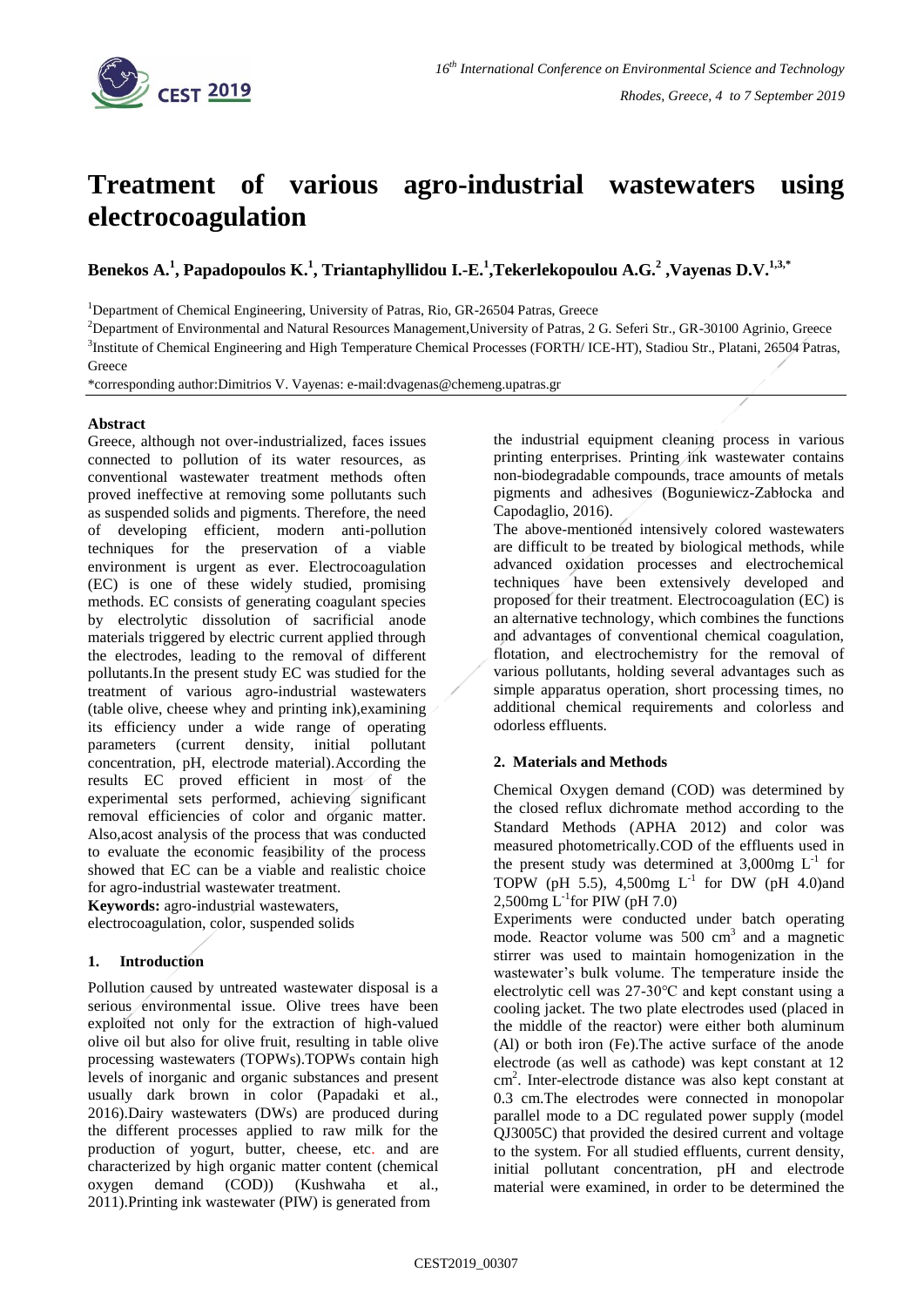# Treatment of various agro-industrial wastewaters using electrocoagulation

**Benekos A.[1], Papadopoulos K.[1], Triantaphyllidou I.-E.[1], Tekerlekopoulou A.G.[2], Vayenas D.V.[1,3,*]**

[1]Department of Chemical Engineering, University of Patras, Rio, GR-26504 Patras, Greece

[2]Department of Environmental and Natural Resources Management, University of Patras, 2 G. Seferi Str., GR-30100 Agrinio, Greece

[3]Institute of Chemical Engineering and High Temperature Chemical Processes (FORTH/ ICE-HT), Stadiou Str., Platani, 26504 Patras, Greece

*corresponding author: Dimitrios V. Vayenas: e-mail: dvagenas@chemeng.upatras.gr

**Abstract**

Greece, although not over-industrialized, faces issues connected to pollution of its water resources, as conventional wastewater treatment methods often proved ineffective at removing some pollutants such as suspended solids and pigments. Therefore, the need of developing efficient, modern anti-pollution techniques for the preservation of a viable environment is urgent as ever. Electrocoagulation (EC) is one of these widely studied, promising methods. EC consists of generating coagulant species by electrolytic dissolution of sacrificial anode materials triggered by electric current applied through the electrodes, leading to the removal of different pollutants. In the present study EC was studied for the treatment of various agro-industrial wastewaters (table olive, cheese whey and printing ink), examining its efficiency under a wide range of operating parameters (current density, initial pollutant concentration, pH, electrode material). According the results EC proved efficient in most of the experimental sets performed, achieving significant removal efficiencies of color and organic matter. Also, acost analysis of the process that was conducted to evaluate the economic feasibility of the process showed that EC can be a viable and realistic choice for agro-industrial wastewater treatment.

**Keywords:** agro-industrial wastewaters, electrocoagulation, color, suspended solids

## 1. Introduction

Pollution caused by untreated wastewater disposal is a serious environmental issue. Olive trees have been exploited not only for the extraction of high-valued olive oil but also for olive fruit, resulting in table olive processing wastewaters (TOPWs). TOPWs contain high levels of inorganic and organic substances and present usually dark brown in color (Papadaki et al., 2016). Dairy wastewaters (DWs) are produced during the different processes applied to raw milk for the production of yogurt, butter, cheese, etc. and are characterized by high organic matter content (chemical oxygen demand (COD)) (Kushwaha et al., 2011). Printing ink wastewater (PIW) is generated from the industrial equipment cleaning process in various printing enterprises. Printing ink wastewater contains non-biodegradable compounds, trace amounts of metals pigments and adhesives (Boguniewicz-Zabłocka and Capodaglio, 2016).

The above-mentioned intensively colored wastewaters are difficult to be treated by biological methods, while advanced oxidation processes and electrochemical techniques have been extensively developed and proposed for their treatment. Electrocoagulation (EC) is an alternative technology, which combines the functions and advantages of conventional chemical coagulation, flotation, and electrochemistry for the removal of various pollutants, holding several advantages such as simple apparatus operation, short processing times, no additional chemical requirements and colorless and odorless effluents.

## 2. Materials and Methods

Chemical Oxygen demand (COD) was determined by the closed reflux dichromate method according to the Standard Methods (APHA 2012) and color was measured photometrically. COD of the effluents used in the present study was determined at 3,000mg $L^{-1}$ for TOPW (pH 5.5), 4,500mg $L^{-1}$ for DW (pH 4.0) and 2,500mg $L^{-1}$ for PIW (pH 7.0)

Experiments were conducted under batch operating mode. Reactor volume was 500 $cm^3$ and a magnetic stirrer was used to maintain homogenization in the wastewater's bulk volume. The temperature inside the electrolytic cell was 27-30°C and kept constant using a cooling jacket. The two plate electrodes used (placed in the middle of the reactor) were either both aluminum (Al) or both iron (Fe). The active surface of the anode electrode (as well as cathode) was kept constant at 12 $cm^2$. Inter-electrode distance was also kept constant at 0.3 cm. The electrodes were connected in monopolar parallel mode to a DC regulated power supply (model QJ3005C) that provided the desired current and voltage to the system. For all studied effluents, current density, initial pollutant concentration, pH and electrode material were examined, in order to be determined the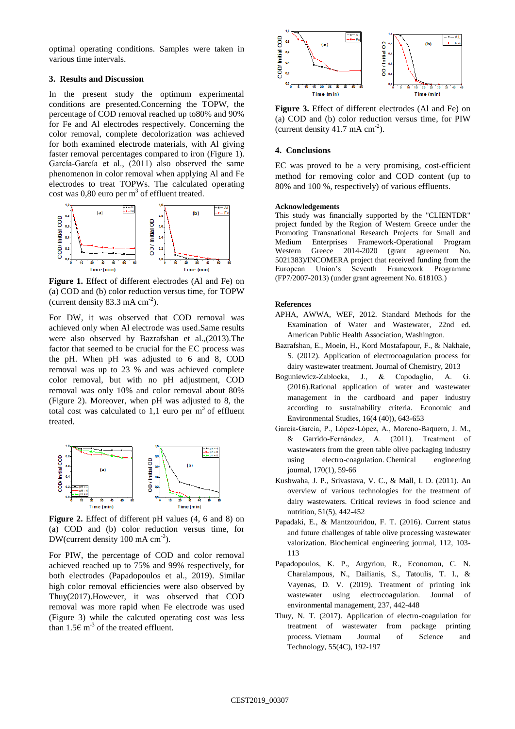optimal operating conditions. Samples were taken in various time intervals.

## 3. Results and Discussion

In the present study the optimum experimental conditions are presented.Concerning the TOPW, the percentage of COD removal reached up to80% and 90% for Fe and Al electrodes respectively. Concerning the color removal, complete decolorization was achieved for both examined electrode materials, with Al giving faster removal percentages compared to iron (Figure 1). García-García et al., (2011) also observed the same phenomenon in color removal when applying Al and Fe electrodes to treat TOPWs. The calculated operating cost was 0,80 euro per $m^3$ of effluent treated.

(a)
COD/ Initial COD
Time (min)
Al
Fe

(b)
OD / Initial OD
Time (min)
Al
Fe

**Figure 1.** Effect of different electrodes (Al and Fe) on (a) COD and (b) color reduction versus time, for TOPW (current density 83.3 mA $cm^{-2}$).

For DW, it was observed that COD removal was achieved only when Al electrode was used.Same results were also observed by Bazrafshan et al.,(2013).The factor that seemed to be crucial for the EC process was the pH. When pH was adjusted to 6 and 8, COD removal was up to 23 % and was achieved complete color removal, but with no pH adjustment, COD removal was only 10% and color removal about 80% (Figure 2). Moreover, when pH was adjusted to 8, the total cost was calculated to 1,1 euro per $m^3$ of effluent treated.

(a)
COD/ Initial COD
Time (min)
pH = 4
pH = 6
pH = 8

(b)
OD / Initial OD
Time (min)
pH = 4
pH = 6
pH = 8

**Figure 2.** Effect of different pH values (4, 6 and 8) on (a) COD and (b) color reduction versus time, for DW(current density 100 mA $cm^{-2}$).

For PIW, the percentage of COD and color removal achieved reached up to 75% and 99% respectively, for both electrodes (Papadopoulos et al., 2019). Similar high color removal efficiencies were also observed by Thuy(2017).However, it was observed that COD removal was more rapid when Fe electrode was used (Figure 3) while the calcuted operating cost was less than 1.5€ $m^{-3}$ of the treated effluent.

(a)
COD/ Initial COD
Time (min)
Al
Fe

(b)
OD / Initial OD
Time (min)
AL
Fe

**Figure 3.** Effect of different electrodes (Al and Fe) on (a) COD and (b) color reduction versus time, for PIW (current density 41.7 mA $cm^{-2}$).

## 4. Conclusions

EC was proved to be a very promising, cost-efficient method for removing color and COD content (up to 80% and 100 %, respectively) of various effluents.

### Acknowledgements

This study was financially supported by the "CLIENTDR" project funded by the Region of Western Greece under the Promoting Transnational Research Projects for Small and Medium Enterprises Framework-Operational Program Western Greece 2014-2020 (grant agreement No. 5021383)/INCOMERA project that received funding from the European Union's Seventh Framework Programme (FP7/2007-2013) (under grant agreement No. 618103.)

### References

APHA, AWWA, WEF, 2012. Standard Methods for the Examination of Water and Wastewater, 22nd ed. American Public Health Association, Washington.

Bazrafshan, E., Moein, H., Kord Mostafapour, F., & Nakhaie, S. (2012). Application of electrocoagulation process for dairy wastewater treatment. Journal of Chemistry, 2013

Boguniewicz-Zablocka, J., & Capodaglio, A. G. (2016).Rational application of water and wastewater management in the cardboard and paper industry according to sustainability criteria. Economic and Environmental Studies, 16(4 (40)), 643-653

García-García, P., López-López, A., Moreno-Baquero, J. M., & Garrido-Fernández, A. (2011). Treatment of wastewaters from the green table olive packaging industry using electro-coagulation. Chemical engineering journal, 170(1), 59-66

Kushwaha, J. P., Srivastava, V. C., & Mall, I. D. (2011). An overview of various technologies for the treatment of dairy wastewaters. Critical reviews in food science and nutrition, 51(5), 442-452

Papadaki, E., & Mantzouridou, F. T. (2016). Current status and future challenges of table olive processing wastewater valorization. Biochemical engineering journal, 112, 103-113

Papadopoulos, K. P., Argyriou, R., Economou, C. N. Charalampous, N., Dailianis, S., Tatoulis, T. I., & Vayenas, D. V. (2019). Treatment of printing ink wastewater using electrocoagulation. Journal of environmental management, 237, 442-448

Thuy, N. T. (2017). Application of electro-coagulation for treatment of wastewater from package printing process. Vietnam Journal of Science and Technology, 55(4C), 192-197